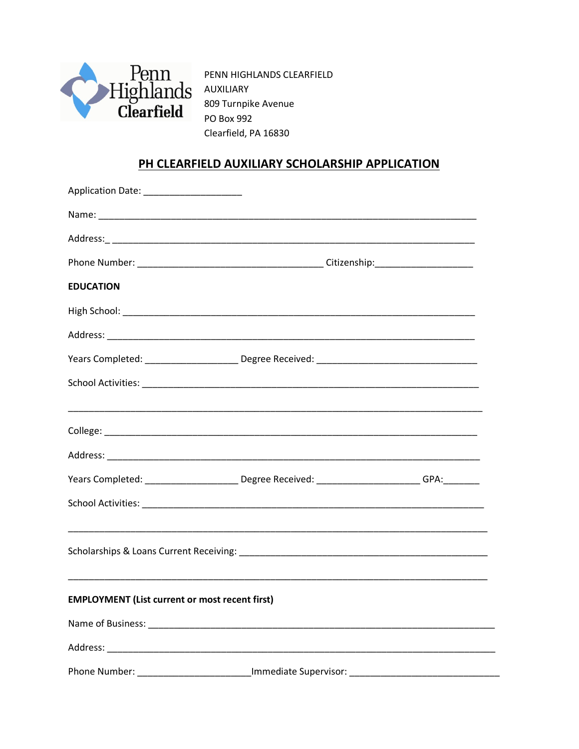Penn Highlands Clearfield

PENN HIGHLANDS CLEARFIELD
AUXILIARY
809 Turnpike Avenue
PO Box 992
Clearfield, PA 16830

## PH CLEARFIELD AUXILIARY SCHOLARSHIP APPLICATION

Application Date: ___________________

Name: ___________________________________________________________________________

Address:_ ________________________________________________________________________

Phone Number: ____________________________________ Citizenship:___________________

**EDUCATION**

High School: ______________________________________________________________________

Address: _________________________________________________________________________

Years Completed: __________________ Degree Received: _______________________________

School Activities: _________________________________________________________________

__________________________________________________________________________________

College: __________________________________________________________________________

Address: __________________________________________________________________________

Years Completed: __________________ Degree Received: ____________________ GPA:_______

School Activities: __________________________________________________________________

__________________________________________________________________________________

Scholarships & Loans Current Receiving: _______________________________________________

__________________________________________________________________________________

**EMPLOYMENT (List current or most recent first)**

Name of Business: __________________________________________________________________

Address: __________________________________________________________________________

Phone Number: ______________________Immediate Supervisor: _____________________________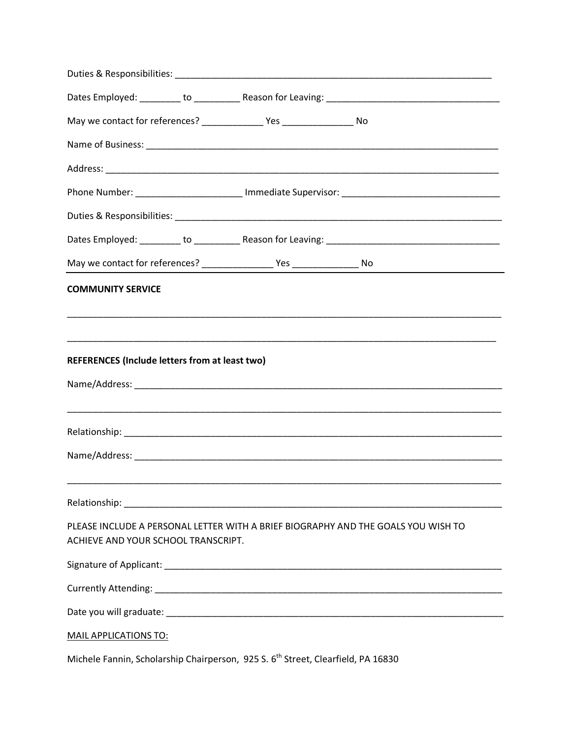Duties & Responsibilities: ___________________________________________________________________

Dates Employed: ________ to _________ Reason for Leaving: _________________________________

May we contact for references? ____________ Yes ______________ No

Name of Business: _______________________________________________________________________

Address: _______________________________________________________________________________

Phone Number: _____________________ Immediate Supervisor: _______________________________

Duties & Responsibilities: ___________________________________________________________________

Dates Employed: ________ to _________ Reason for Leaving: _________________________________

May we contact for references? ______________ Yes _____________ No

---

**COMMUNITY SERVICE**

_____________________________________________________________________________________

_____________________________________________________________________________________

**REFERENCES (Include letters from at least two)**

Name/Address: ___________________________________________________________________________

_____________________________________________________________________________________

Relationship: ____________________________________________________________________________

Name/Address: ___________________________________________________________________________

_____________________________________________________________________________________

Relationship: ____________________________________________________________________________

PLEASE INCLUDE A PERSONAL LETTER WITH A BRIEF BIOGRAPHY AND THE GOALS YOU WISH TO ACHIEVE AND YOUR SCHOOL TRANSCRIPT.

Signature of Applicant: ______________________________________________________________________

Currently Attending: ________________________________________________________________________

Date you will graduate: ______________________________________________________________________

MAIL APPLICATIONS TO:

Michele Fannin, Scholarship Chairperson, 925 S. 6th Street, Clearfield, PA 16830